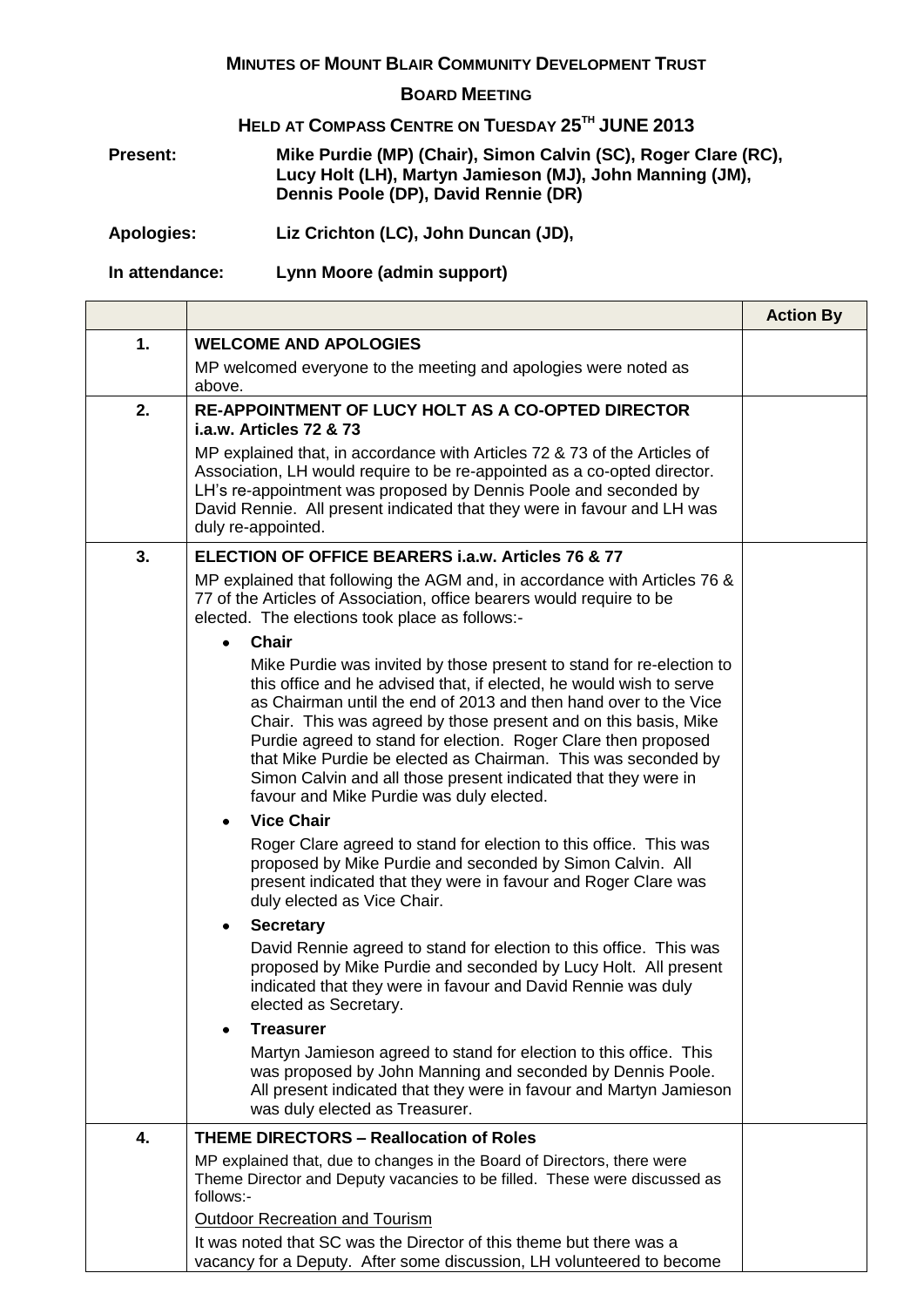# MINUTES OF MOUNT BLAIR COMMUNITY DEVELOPMENT TRUST

## BOARD MEETING

## HELD AT COMPASS CENTRE ON TUESDAY 25TH JUNE 2013

**Present:** **Mike Purdie (MP) (Chair), Simon Calvin (SC), Roger Clare (RC), Lucy Holt (LH), Martyn Jamieson (MJ), John Manning (JM), Dennis Poole (DP), David Rennie (DR)**

**Apologies:** **Liz Crichton (LC), John Duncan (JD),**

**In attendance:** **Lynn Moore (admin support)**

| | | Action By |
|---|---|---|
| 1. | **WELCOME AND APOLOGIES**<br>MP welcomed everyone to the meeting and apologies were noted as above. | |
| 2. | **RE-APPOINTMENT OF LUCY HOLT AS A CO-OPTED DIRECTOR i.a.w. Articles 72 & 73**<br>MP explained that, in accordance with Articles 72 & 73 of the Articles of Association, LH would require to be re-appointed as a co-opted director. LH's re-appointment was proposed by Dennis Poole and seconded by David Rennie. All present indicated that they were in favour and LH was duly re-appointed. | |
| 3. | **ELECTION OF OFFICE BEARERS i.a.w. Articles 76 & 77**<br>MP explained that following the AGM and, in accordance with Articles 76 & 77 of the Articles of Association, office bearers would require to be elected. The elections took place as follows:-<br>• **Chair**<br>Mike Purdie was invited by those present to stand for re-election to this office and he advised that, if elected, he would wish to serve as Chairman until the end of 2013 and then hand over to the Vice Chair. This was agreed by those present and on this basis, Mike Purdie agreed to stand for election. Roger Clare then proposed that Mike Purdie be elected as Chairman. This was seconded by Simon Calvin and all those present indicated that they were in favour and Mike Purdie was duly elected.<br>• **Vice Chair**<br>Roger Clare agreed to stand for election to this office. This was proposed by Mike Purdie and seconded by Simon Calvin. All present indicated that they were in favour and Roger Clare was duly elected as Vice Chair.<br>• **Secretary**<br>David Rennie agreed to stand for election to this office. This was proposed by Mike Purdie and seconded by Lucy Holt. All present indicated that they were in favour and David Rennie was duly elected as Secretary.<br>• **Treasurer**<br>Martyn Jamieson agreed to stand for election to this office. This was proposed by John Manning and seconded by Dennis Poole. All present indicated that they were in favour and Martyn Jamieson was duly elected as Treasurer. | |
| 4. | **THEME DIRECTORS – Reallocation of Roles**<br>MP explained that, due to changes in the Board of Directors, there were Theme Director and Deputy vacancies to be filled. These were discussed as follows:-<br><u>Outdoor Recreation and Tourism</u><br>It was noted that SC was the Director of this theme but there was a vacancy for a Deputy. After some discussion, LH volunteered to become | |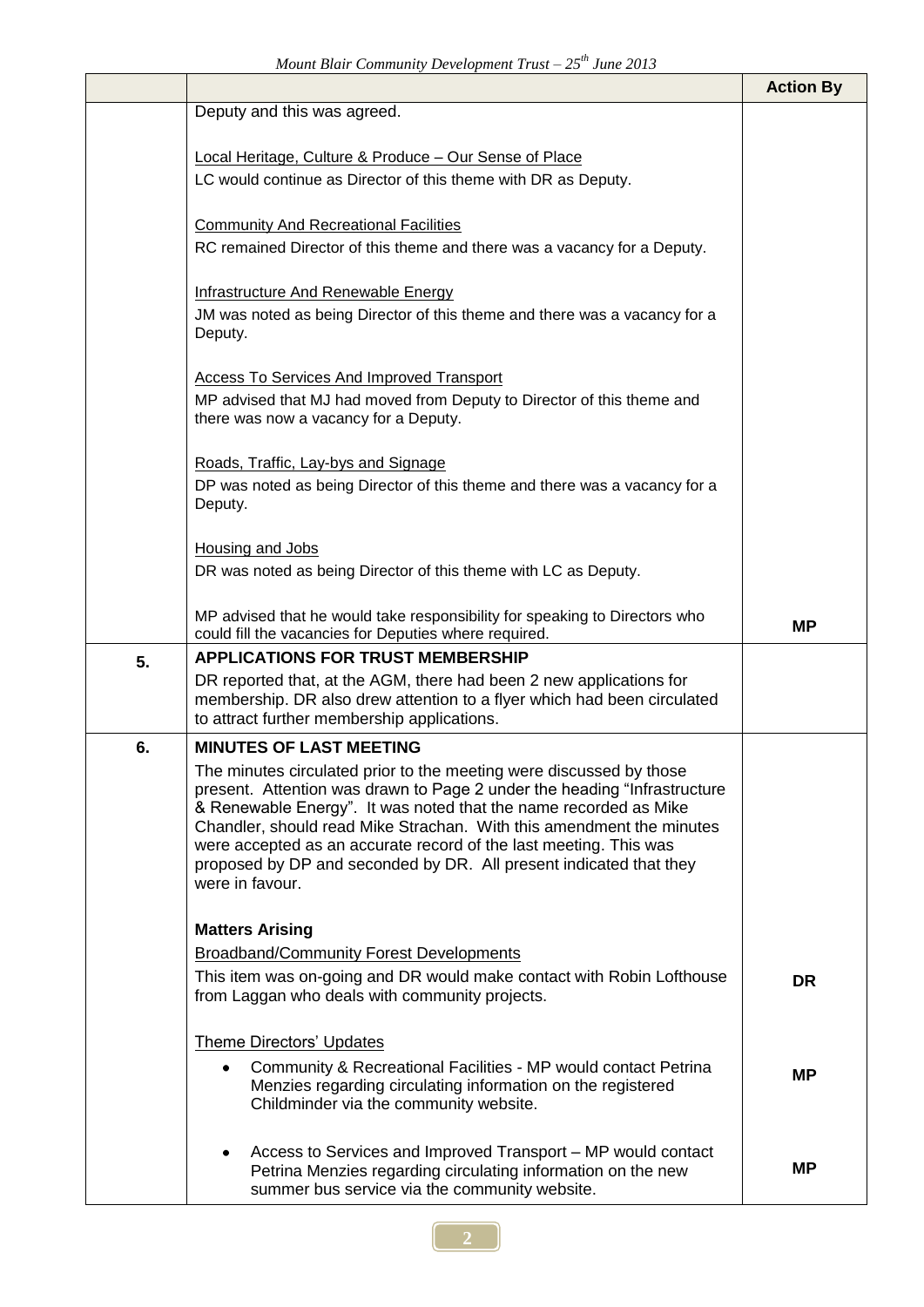| | | Action By |
|---|---|---|
| | Deputy and this was agreed.<br><br><u>Local Heritage, Culture & Produce – Our Sense of Place</u><br>LC would continue as Director of this theme with DR as Deputy.<br><br><u>Community And Recreational Facilities</u><br>RC remained Director of this theme and there was a vacancy for a Deputy.<br><br><u>Infrastructure And Renewable Energy</u><br>JM was noted as being Director of this theme and there was a vacancy for a Deputy.<br><br><u>Access To Services And Improved Transport</u><br>MP advised that MJ had moved from Deputy to Director of this theme and there was now a vacancy for a Deputy.<br><br><u>Roads, Traffic, Lay-bys and Signage</u><br>DP was noted as being Director of this theme and there was a vacancy for a Deputy.<br><br><u>Housing and Jobs</u><br>DR was noted as being Director of this theme with LC as Deputy.<br><br>MP advised that he would take responsibility for speaking to Directors who could fill the vacancies for Deputies where required. | **MP** |
| **5.** | **APPLICATIONS FOR TRUST MEMBERSHIP**<br>DR reported that, at the AGM, there had been 2 new applications for membership. DR also drew attention to a flyer which had been circulated to attract further membership applications. | |
| **6.** | **MINUTES OF LAST MEETING**<br>The minutes circulated prior to the meeting were discussed by those present. Attention was drawn to Page 2 under the heading "Infrastructure & Renewable Energy". It was noted that the name recorded as Mike Chandler, should read Mike Strachan. With this amendment the minutes were accepted as an accurate record of the last meeting. This was proposed by DP and seconded by DR. All present indicated that they were in favour.<br><br>**Matters Arising**<br><u>Broadband/Community Forest Developments</u><br>This item was on-going and DR would make contact with Robin Lofthouse from Laggan who deals with community projects.<br><br><u>Theme Directors' Updates</u><br>• Community & Recreational Facilities - MP would contact Petrina Menzies regarding circulating information on the registered Childminder via the community website.<br><br>• Access to Services and Improved Transport – MP would contact Petrina Menzies regarding circulating information on the new summer bus service via the community website. | **DR**<br><br>**MP**<br><br>**MP** |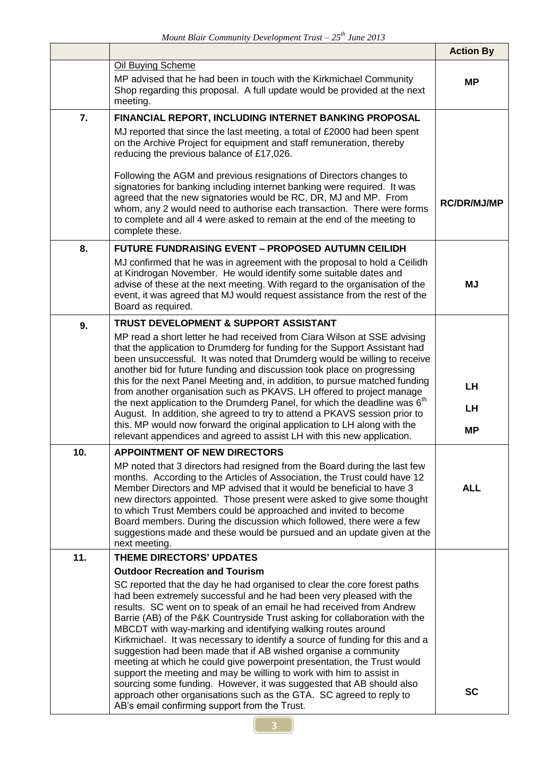| | | Action By |
|---|---|---|
| | Oil Buying Scheme<br>MP advised that he had been in touch with the Kirkmichael Community Shop regarding this proposal. A full update would be provided at the next meeting. | **MP** |
| **7.** | **FINANCIAL REPORT, INCLUDING INTERNET BANKING PROPOSAL**<br>MJ reported that since the last meeting, a total of £2000 had been spent on the Archive Project for equipment and staff remuneration, thereby reducing the previous balance of £17,026.<br><br>Following the AGM and previous resignations of Directors changes to signatories for banking including internet banking were required. It was agreed that the new signatories would be RC, DR, MJ and MP. From whom, any 2 would need to authorise each transaction. There were forms to complete and all 4 were asked to remain at the end of the meeting to complete these. | **RC/DR/MJ/MP** |
| **8.** | **FUTURE FUNDRAISING EVENT – PROPOSED AUTUMN CEILIDH**<br>MJ confirmed that he was in agreement with the proposal to hold a Ceilidh at Kindrogan November. He would identify some suitable dates and advise of these at the next meeting. With regard to the organisation of the event, it was agreed that MJ would request assistance from the rest of the Board as required. | **MJ** |
| **9.** | **TRUST DEVELOPMENT & SUPPORT ASSISTANT**<br>MP read a short letter he had received from Ciara Wilson at SSE advising that the application to Drumderg for funding for the Support Assistant had been unsuccessful. It was noted that Drumderg would be willing to receive another bid for future funding and discussion took place on progressing this for the next Panel Meeting and, in addition, to pursue matched funding from another organisation such as PKAVS. LH offered to project manage the next application to the Drumderg Panel, for which the deadline was 6th August. In addition, she agreed to try to attend a PKAVS session prior to this. MP would now forward the original application to LH along with the relevant appendices and agreed to assist LH with this new application. | **LH**<br><br>**LH**<br><br>**MP** |
| **10.** | **APPOINTMENT OF NEW DIRECTORS**<br>MP noted that 3 directors had resigned from the Board during the last few months. According to the Articles of Association, the Trust could have 12 Member Directors and MP advised that it would be beneficial to have 3 new directors appointed. Those present were asked to give some thought to which Trust Members could be approached and invited to become Board members. During the discussion which followed, there were a few suggestions made and these would be pursued and an update given at the next meeting. | **ALL** |
| **11.** | **THEME DIRECTORS' UPDATES**<br>**Outdoor Recreation and Tourism**<br>SC reported that the day he had organised to clear the core forest paths had been extremely successful and he had been very pleased with the results. SC went on to speak of an email he had received from Andrew Barrie (AB) of the P&K Countryside Trust asking for collaboration with the MBCDT with way-marking and identifying walking routes around Kirkmichael. It was necessary to identify a source of funding for this and a suggestion had been made that if AB wished organise a community meeting at which he could give powerpoint presentation, the Trust would support the meeting and may be willing to work with him to assist in sourcing some funding. However, it was suggested that AB should also approach other organisations such as the GTA. SC agreed to reply to AB's email confirming support from the Trust. | **SC** |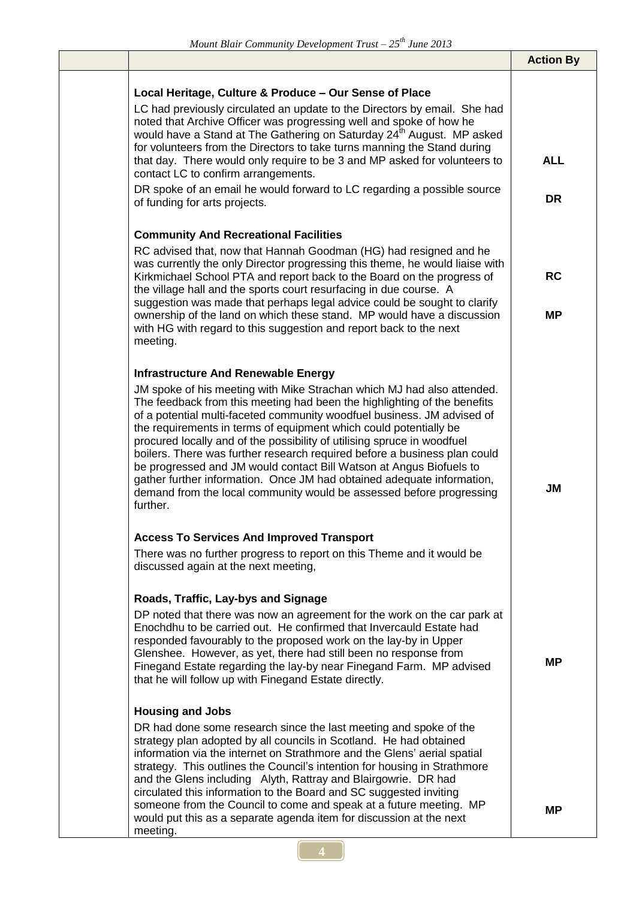| | | Action By |
|---|---|---|
| | **Local Heritage, Culture & Produce – Our Sense of Place**<br>LC had previously circulated an update to the Directors by email. She had noted that Archive Officer was progressing well and spoke of how he would have a Stand at The Gathering on Saturday 24th August. MP asked for volunteers from the Directors to take turns manning the Stand during that day. There would only require to be 3 and MP asked for volunteers to contact LC to confirm arrangements.<br>DR spoke of an email he would forward to LC regarding a possible source of funding for arts projects. | **ALL**<br><br>**DR** |
| | **Community And Recreational Facilities**<br>RC advised that, now that Hannah Goodman (HG) had resigned and he was currently the only Director progressing this theme, he would liaise with Kirkmichael School PTA and report back to the Board on the progress of the village hall and the sports court resurfacing in due course. A suggestion was made that perhaps legal advice could be sought to clarify ownership of the land on which these stand. MP would have a discussion with HG with regard to this suggestion and report back to the next meeting. | **RC**<br><br>**MP** |
| | **Infrastructure And Renewable Energy**<br>JM spoke of his meeting with Mike Strachan which MJ had also attended. The feedback from this meeting had been the highlighting of the benefits of a potential multi-faceted community woodfuel business. JM advised of the requirements in terms of equipment which could potentially be procured locally and of the possibility of utilising spruce in woodfuel boilers. There was further research required before a business plan could be progressed and JM would contact Bill Watson at Angus Biofuels to gather further information. Once JM had obtained adequate information, demand from the local community would be assessed before progressing further. | **JM** |
| | **Access To Services And Improved Transport**<br>There was no further progress to report on this Theme and it would be discussed again at the next meeting, | |
| | **Roads, Traffic, Lay-bys and Signage**<br>DP noted that there was now an agreement for the work on the car park at Enochdhu to be carried out. He confirmed that Invercauld Estate had responded favourably to the proposed work on the lay-by in Upper Glenshee. However, as yet, there had still been no response from Finegand Estate regarding the lay-by near Finegand Farm. MP advised that he will follow up with Finegand Estate directly. | **MP** |
| | **Housing and Jobs**<br>DR had done some research since the last meeting and spoke of the strategy plan adopted by all councils in Scotland. He had obtained information via the internet on Strathmore and the Glens' aerial spatial strategy. This outlines the Council's intention for housing in Strathmore and the Glens including Alyth, Rattray and Blairgowrie. DR had circulated this information to the Board and SC suggested inviting someone from the Council to come and speak at a future meeting. MP would put this as a separate agenda item for discussion at the next meeting. | **MP** |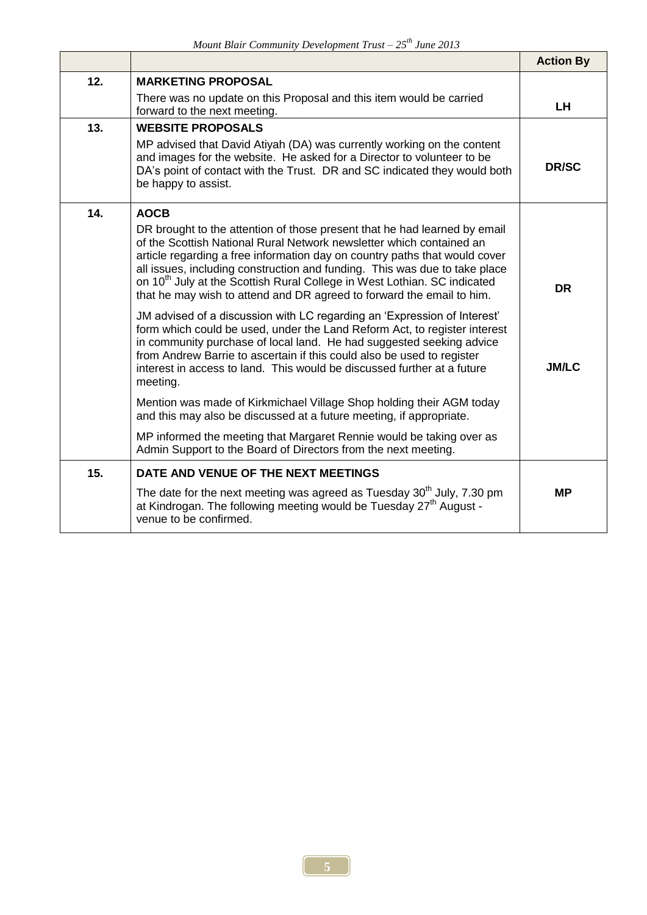| | | Action By |
| --- | --- | --- |
| 12. | **MARKETING PROPOSAL**<br>There was no update on this Proposal and this item would be carried forward to the next meeting. | **LH** |
| 13. | **WEBSITE PROPOSALS**<br>MP advised that David Atiyah (DA) was currently working on the content and images for the website. He asked for a Director to volunteer to be DA's point of contact with the Trust. DR and SC indicated they would both be happy to assist. | **DR/SC** |
| 14. | **AOCB**<br>DR brought to the attention of those present that he had learned by email of the Scottish National Rural Network newsletter which contained an article regarding a free information day on country paths that would cover all issues, including construction and funding. This was due to take place on 10th July at the Scottish Rural College in West Lothian. SC indicated that he may wish to attend and DR agreed to forward the email to him. | **DR** |
| | JM advised of a discussion with LC regarding an 'Expression of Interest' form which could be used, under the Land Reform Act, to register interest in community purchase of local land. He had suggested seeking advice from Andrew Barrie to ascertain if this could also be used to register interest in access to land. This would be discussed further at a future meeting. | **JM/LC** |
| | Mention was made of Kirkmichael Village Shop holding their AGM today and this may also be discussed at a future meeting, if appropriate. | |
| | MP informed the meeting that Margaret Rennie would be taking over as Admin Support to the Board of Directors from the next meeting. | |
| 15. | **DATE AND VENUE OF THE NEXT MEETINGS**<br>The date for the next meeting was agreed as Tuesday 30th July, 7.30 pm at Kindrogan. The following meeting would be Tuesday 27th August - venue to be confirmed. | **MP** |